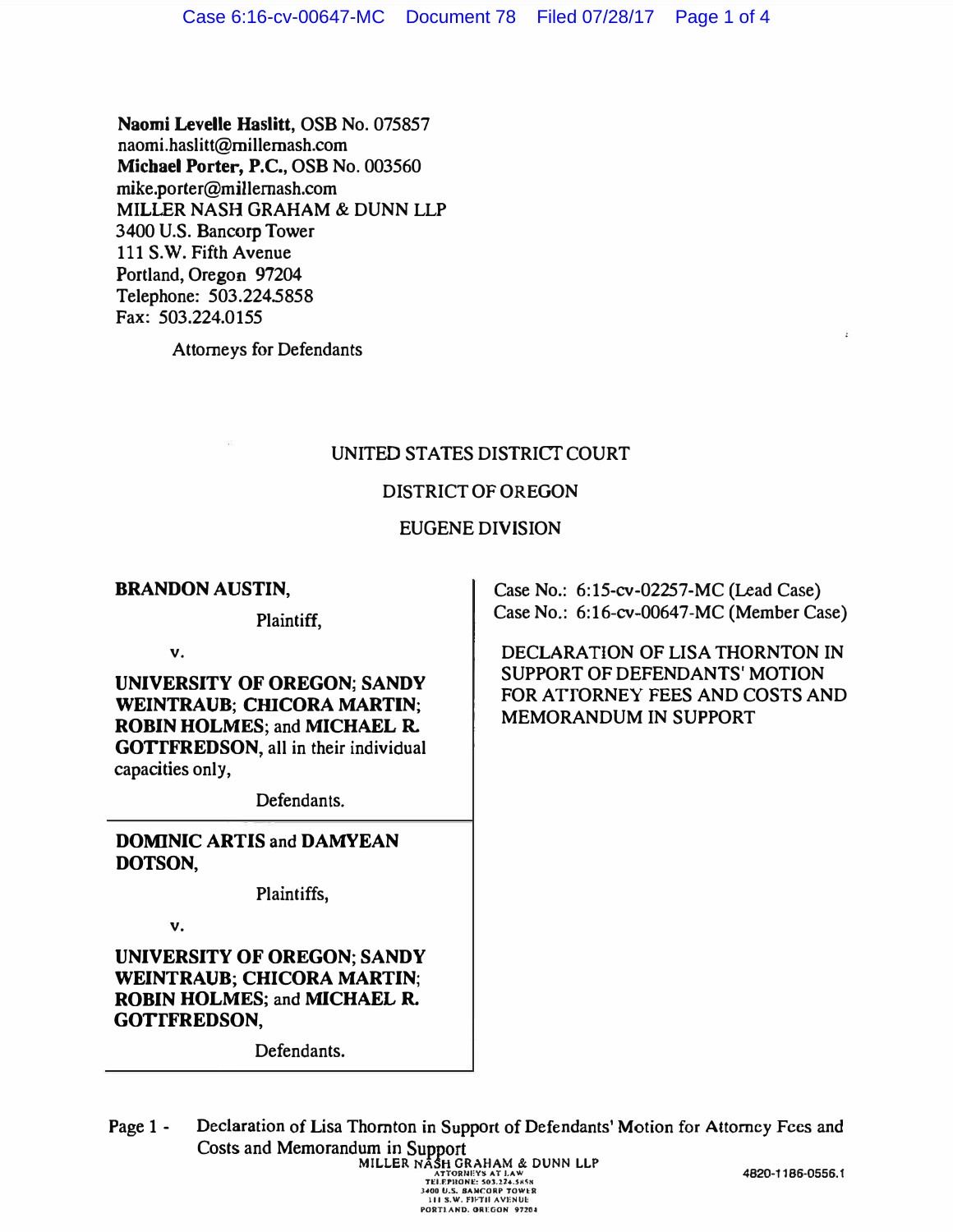**Naomi Levelle Haslitt**, OSB No. 075857
naomi.haslitt@millernash.com
**Michael Porter, P.C.**, OSB No. 003560
mike.porter@millernash.com
MILLER NASH GRAHAM & DUNN LLP
3400 U.S. Bancorp Tower
111 S.W. Fifth Avenue
Portland, Oregon 97204
Telephone: 503.224.5858
Fax: 503.224.0155

Attorneys for Defendants

UNITED STATES DISTRICT COURT

DISTRICT OF OREGON

EUGENE DIVISION

**BRANDON AUSTIN,**

Plaintiff,

v.

**UNIVERSITY OF OREGON; SANDY WEINTRAUB; CHICORA MARTIN; ROBIN HOLMES;** and **MICHAEL R. GOTTFREDSON,** all in their individual capacities only,

Defendants.

**DOMINIC ARTIS** and **DAMYEAN DOTSON,**

Plaintiffs,

v.

**UNIVERSITY OF OREGON; SANDY WEINTRAUB; CHICORA MARTIN; ROBIN HOLMES;** and **MICHAEL R. GOTTFREDSON,**

Defendants.

Case No.: 6:15-cv-02257-MC (Lead Case)
Case No.: 6:16-cv-00647-MC (Member Case)

DECLARATION OF LISA THORNTON IN SUPPORT OF DEFENDANTS' MOTION FOR ATTORNEY FEES AND COSTS AND MEMORANDUM IN SUPPORT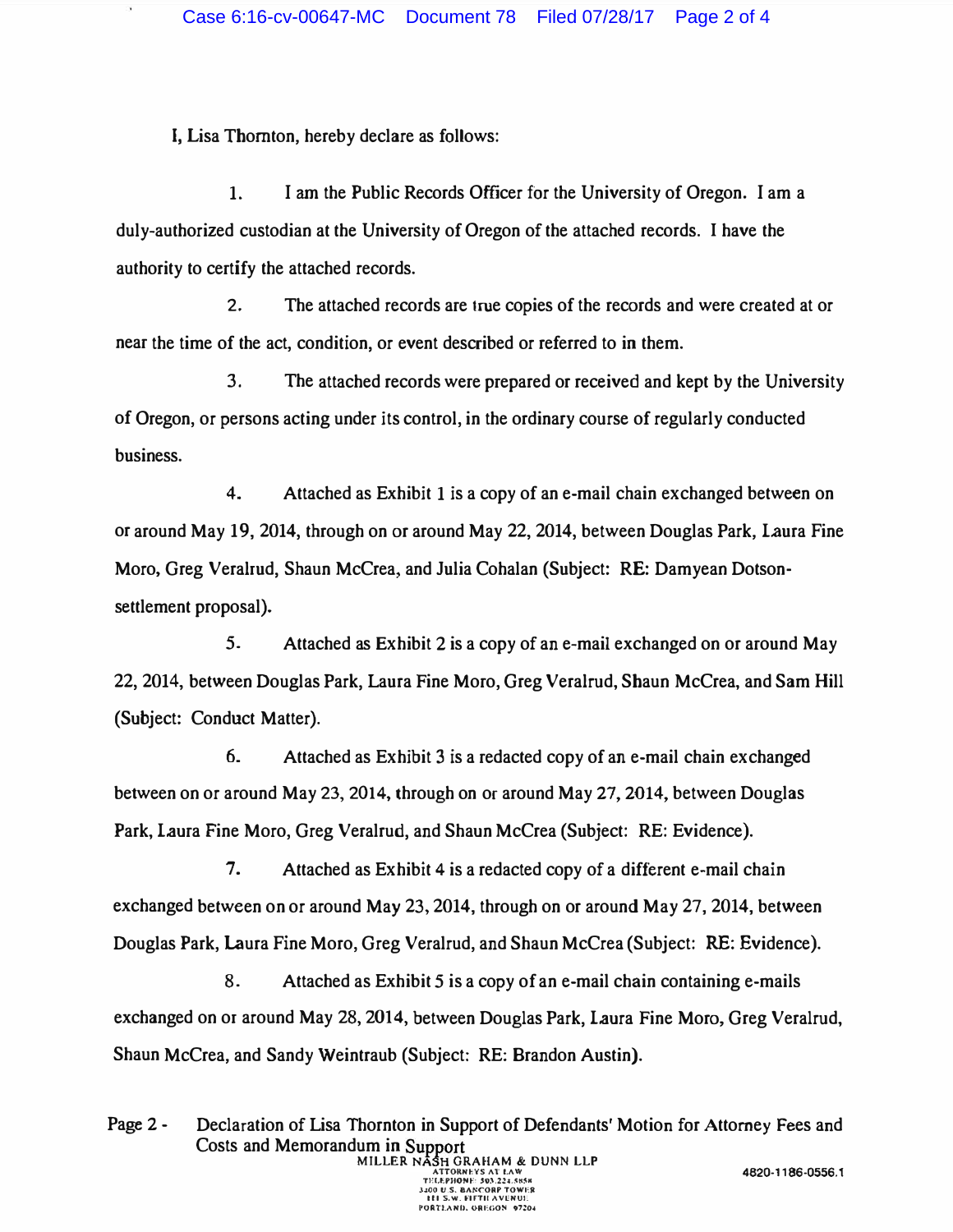I, Lisa Thornton, hereby declare as follows:

1. I am the Public Records Officer for the University of Oregon. I am a duly-authorized custodian at the University of Oregon of the attached records. I have the authority to certify the attached records.

2. The attached records are true copies of the records and were created at or near the time of the act, condition, or event described or referred to in them.

3. The attached records were prepared or received and kept by the University of Oregon, or persons acting under its control, in the ordinary course of regularly conducted business.

4. Attached as Exhibit 1 is a copy of an e-mail chain exchanged between on or around May 19, 2014, through on or around May 22, 2014, between Douglas Park, Laura Fine Moro, Greg Veralrud, Shaun McCrea, and Julia Cohalan (Subject: RE: Damyean Dotson-settlement proposal).

5. Attached as Exhibit 2 is a copy of an e-mail exchanged on or around May 22, 2014, between Douglas Park, Laura Fine Moro, Greg Veralrud, Shaun McCrea, and Sam Hill (Subject: Conduct Matter).

6. Attached as Exhibit 3 is a redacted copy of an e-mail chain exchanged between on or around May 23, 2014, through on or around May 27, 2014, between Douglas Park, Laura Fine Moro, Greg Veralrud, and Shaun McCrea (Subject: RE: Evidence).

7. Attached as Exhibit 4 is a redacted copy of a different e-mail chain exchanged between on or around May 23, 2014, through on or around May 27, 2014, between Douglas Park, Laura Fine Moro, Greg Veralrud, and Shaun McCrea (Subject: RE: Evidence).

8. Attached as Exhibit 5 is a copy of an e-mail chain containing e-mails exchanged on or around May 28, 2014, between Douglas Park, Laura Fine Moro, Greg Veralrud, Shaun McCrea, and Sandy Weintraub (Subject: RE: Brandon Austin).

Page 2 - Declaration of Lisa Thornton in Support of Defendants' Motion for Attorney Fees and Costs and Memorandum in Support

MILLER NASH GRAHAM & DUNN LLP
ATTORNEYS AT LAW
TELEPHONE: 503.224.5858
3400 U.S. BANCORP TOWER
111 S.W. FIFTH AVENUE
PORTLAND, OREGON 97204

4820-1186-0556.1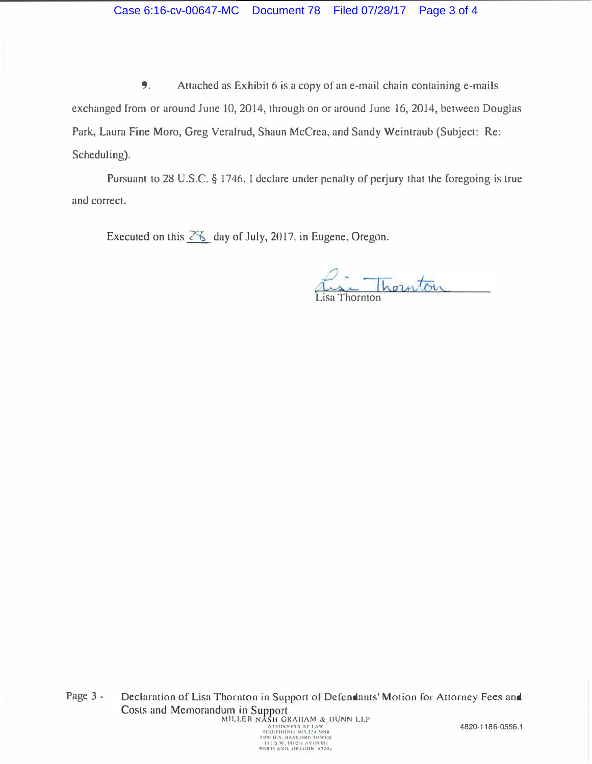9. Attached as Exhibit 6 is a copy of an e-mail chain containing e-mails exchanged from or around June 10, 2014, through on or around June 16, 2014, between Douglas Park, Laura Fine Moro, Greg Veralrud, Shaun McCrea, and Sandy Weintraub (Subject: Re: Scheduling).

Pursuant to 28 U.S.C. § 1746, I declare under penalty of perjury that the foregoing is true and correct.

Executed on this 28 day of July, 2017, in Eugene, Oregon.

Lisa Thornton

Page 3 - Declaration of Lisa Thornton in Support of Defendants' Motion for Attorney Fees and Costs and Memorandum in Support

MILLER NASH GRAHAM & DUNN LLP
ATTORNEYS AT LAW
TELEPHONE: 503.224.5858
3400 U.S. BANCORP TOWER
111 S.W. FIFTH AVENUE
PORTLAND, OREGON 97204

4820-1186-0556.1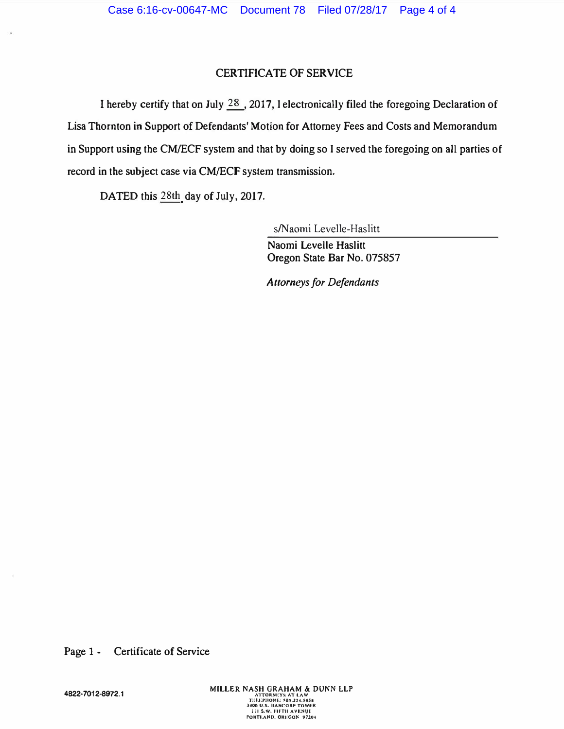# CERTIFICATE OF SERVICE

I hereby certify that on July 28, 2017, I electronically filed the foregoing Declaration of Lisa Thornton in Support of Defendants' Motion for Attorney Fees and Costs and Memorandum in Support using the CM/ECF system and that by doing so I served the foregoing on all parties of record in the subject case via CM/ECF system transmission.

DATED this 28th day of July, 2017.

s/Naomi Levelle-Haslitt

Naomi Levelle Haslitt
Oregon State Bar No. 075857

*Attorneys for Defendants*

Page 1 - Certificate of Service

4822-7012-8972.1

MILLER NASH GRAHAM & DUNN LLP
ATTORNEYS AT LAW
TELEPHONE: 503.224.5858
3400 U.S. BANCORP TOWER
111 S.W. FIFTH AVENUE
PORTLAND, OREGON 97204